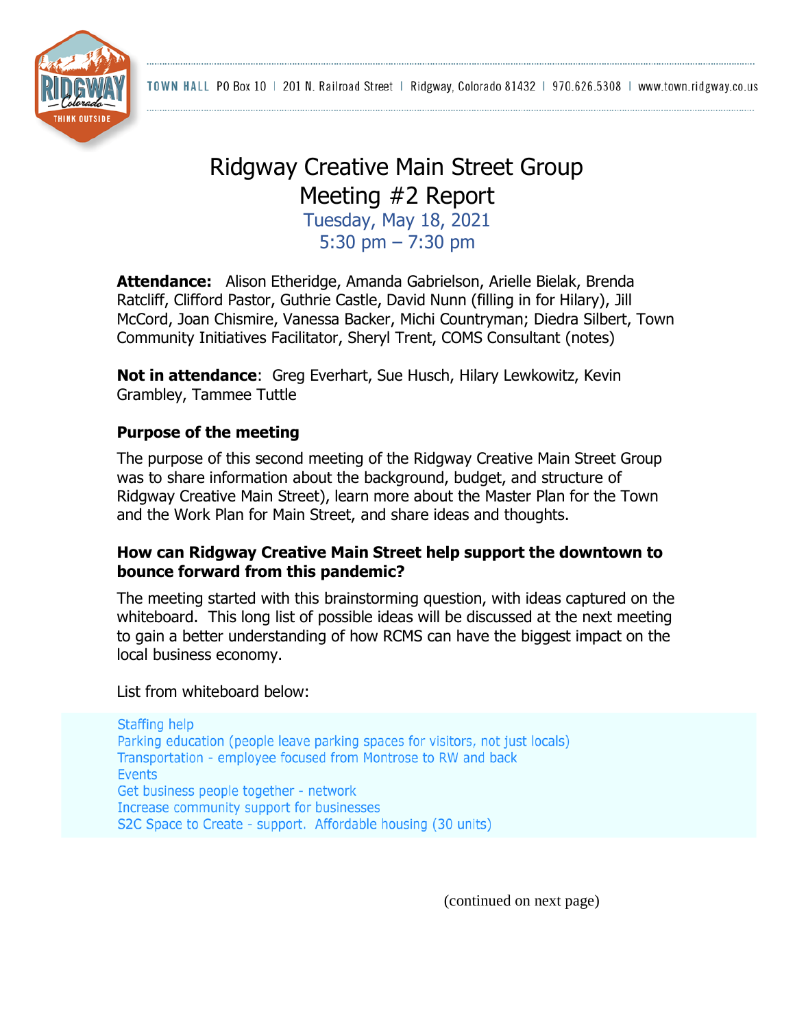# Ridgway Creative Main Street Group
## Meeting #2 Report

Tuesday, May 18, 2021
5:30 pm – 7:30 pm

**Attendance:** Alison Etheridge, Amanda Gabrielson, Arielle Bielak, Brenda Ratcliff, Clifford Pastor, Guthrie Castle, David Nunn (filling in for Hilary), Jill McCord, Joan Chismire, Vanessa Backer, Michi Countryman; Diedra Silbert, Town Community Initiatives Facilitator, Sheryl Trent, COMS Consultant (notes)

**Not in attendance**: Greg Everhart, Sue Husch, Hilary Lewkowitz, Kevin Grambley, Tammee Tuttle

### Purpose of the meeting

The purpose of this second meeting of the Ridgway Creative Main Street Group was to share information about the background, budget, and structure of Ridgway Creative Main Street), learn more about the Master Plan for the Town and the Work Plan for Main Street, and share ideas and thoughts.

### How can Ridgway Creative Main Street help support the downtown to bounce forward from this pandemic?

The meeting started with this brainstorming question, with ideas captured on the whiteboard. This long list of possible ideas will be discussed at the next meeting to gain a better understanding of how RCMS can have the biggest impact on the local business economy.

List from whiteboard below:

Staffing help
Parking education (people leave parking spaces for visitors, not just locals)
Transportation - employee focused from Montrose to RW and back
Events
Get business people together - network
Increase community support for businesses
S2C Space to Create - support. Affordable housing (30 units)

(continued on next page)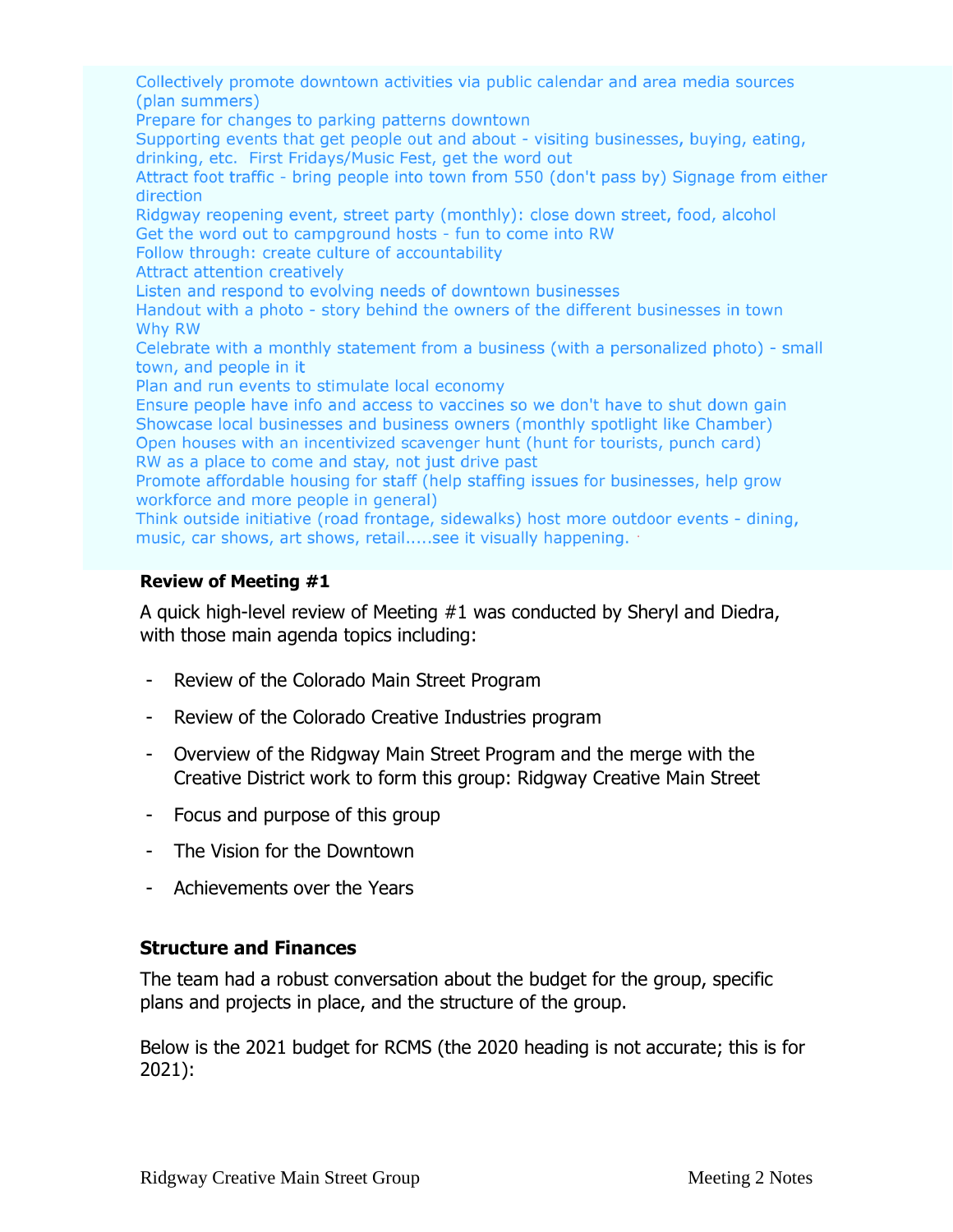Collectively promote downtown activities via public calendar and area media sources (plan summers)
Prepare for changes to parking patterns downtown
Supporting events that get people out and about - visiting businesses, buying, eating, drinking, etc. First Fridays/Music Fest, get the word out
Attract foot traffic - bring people into town from 550 (don't pass by) Signage from either direction
Ridgway reopening event, street party (monthly): close down street, food, alcohol
Get the word out to campground hosts - fun to come into RW
Follow through: create culture of accountability
Attract attention creatively
Listen and respond to evolving needs of downtown businesses
Handout with a photo - story behind the owners of the different businesses in town
Why RW
Celebrate with a monthly statement from a business (with a personalized photo) - small town, and people in it
Plan and run events to stimulate local economy
Ensure people have info and access to vaccines so we don't have to shut down gain
Showcase local businesses and business owners (monthly spotlight like Chamber)
Open houses with an incentivized scavenger hunt (hunt for tourists, punch card)
RW as a place to come and stay, not just drive past
Promote affordable housing for staff (help staffing issues for businesses, help grow workforce and more people in general)
Think outside initiative (road frontage, sidewalks) host more outdoor events - dining, music, car shows, art shows, retail.....see it visually happening.

**Review of Meeting #1**

A quick high-level review of Meeting #1 was conducted by Sheryl and Diedra, with those main agenda topics including:

- Review of the Colorado Main Street Program
- Review of the Colorado Creative Industries program
- Overview of the Ridgway Main Street Program and the merge with the Creative District work to form this group: Ridgway Creative Main Street
- Focus and purpose of this group
- The Vision for the Downtown
- Achievements over the Years

## Structure and Finances

The team had a robust conversation about the budget for the group, specific plans and projects in place, and the structure of the group.

Below is the 2021 budget for RCMS (the 2020 heading is not accurate; this is for 2021):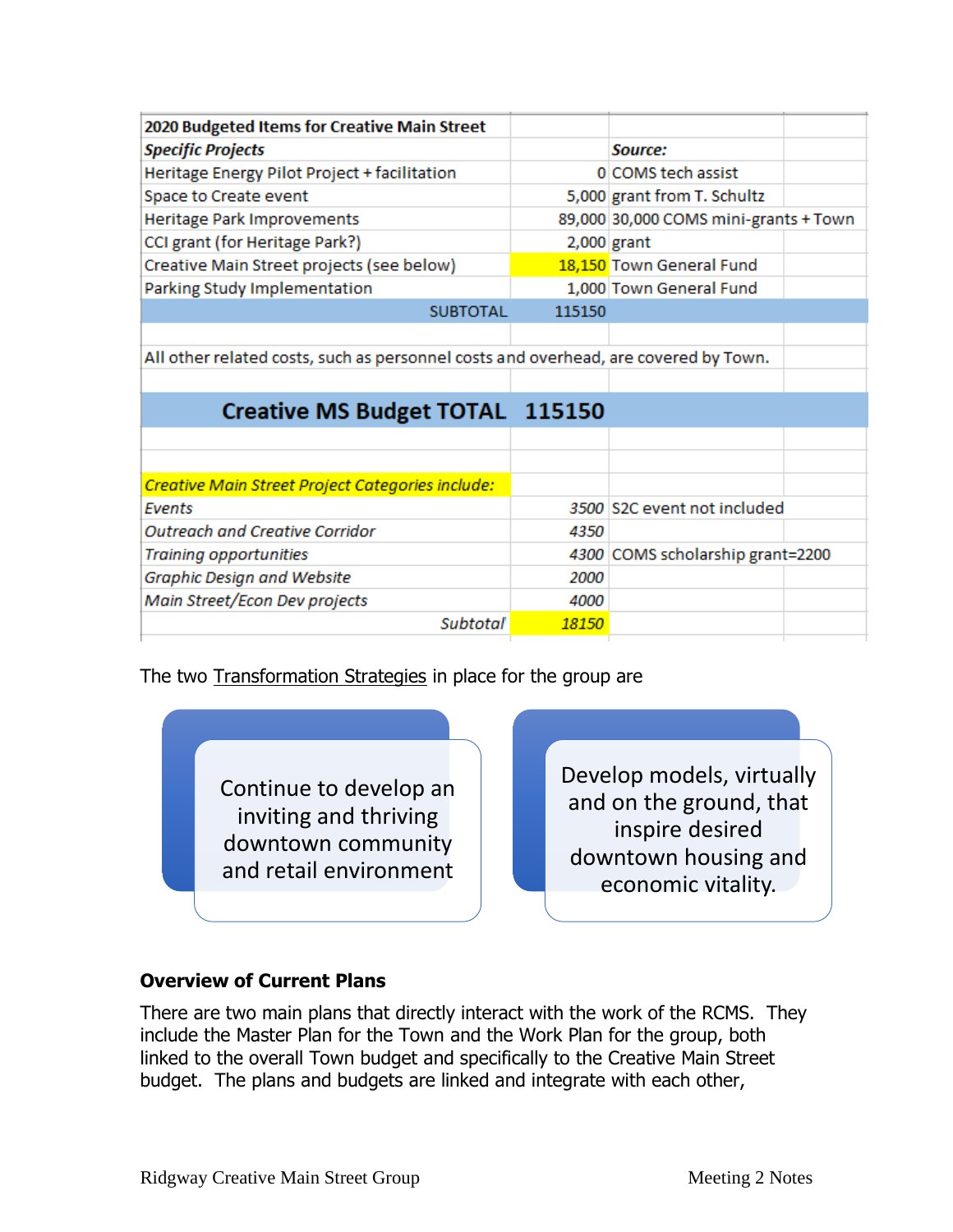| **2020 Budgeted Items for Creative Main Street** | | |
|---|---|---|
| ***Specific Projects*** | | ***Source:*** |
| Heritage Energy Pilot Project + facilitation | 0 | COMS tech assist |
| Space to Create event | 5,000 | grant from T. Schultz |
| Heritage Park Improvements | 89,000 | 30,000 COMS mini-grants + Town |
| CCI grant (for Heritage Park?) | 2,000 | grant |
| Creative Main Street projects (see below) | 18,150 | Town General Fund |
| Parking Study Implementation | 1,000 | Town General Fund |
| SUBTOTAL | 115150 | |
| | | |
| All other related costs, such as personnel costs and overhead, are covered by Town. | | |
| | | |
| **Creative MS Budget TOTAL** | **115150** | |
| | | |
| | | |
| *Creative Main Street Project Categories include:* | | |
| *Events* | *3500* | S2C event not included |
| *Outreach and Creative Corridor* | *4350* | |
| *Training opportunities* | *4300* | COMS scholarship grant=2200 |
| *Graphic Design and Website* | *2000* | |
| *Main Street/Econ Dev projects* | *4000* | |
| *Subtotal* | *18150* | |

The two Transformation Strategies in place for the group are

- Continue to develop an inviting and thriving downtown community and retail environment
- Develop models, virtually and on the ground, that inspire desired downtown housing and economic vitality.

**Overview of Current Plans**

There are two main plans that directly interact with the work of the RCMS. They include the Master Plan for the Town and the Work Plan for the group, both linked to the overall Town budget and specifically to the Creative Main Street budget. The plans and budgets are linked and integrate with each other,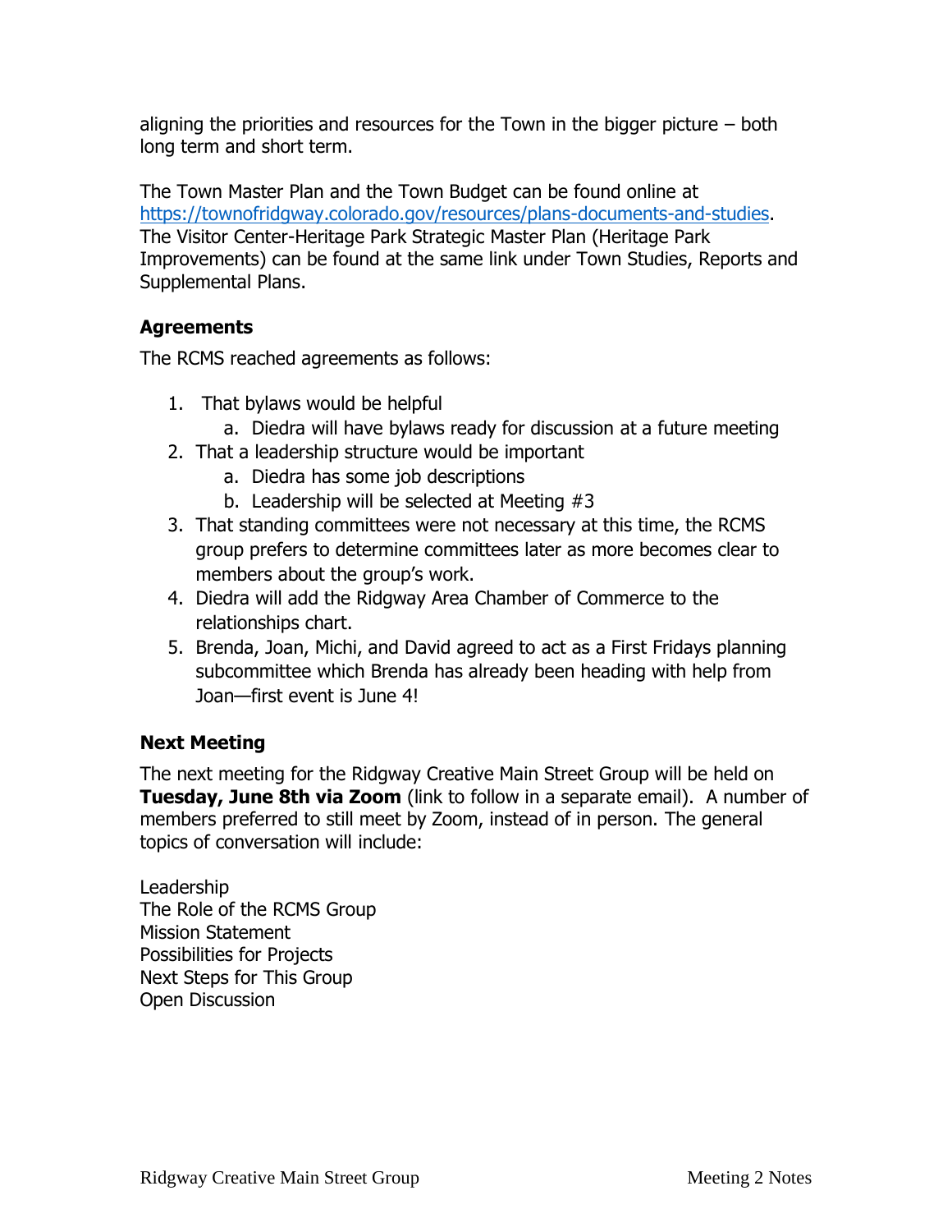aligning the priorities and resources for the Town in the bigger picture – both long term and short term.

The Town Master Plan and the Town Budget can be found online at https://townofridgway.colorado.gov/resources/plans-documents-and-studies. The Visitor Center-Heritage Park Strategic Master Plan (Heritage Park Improvements) can be found at the same link under Town Studies, Reports and Supplemental Plans.

## Agreements

The RCMS reached agreements as follows:

1. That bylaws would be helpful
   a. Diedra will have bylaws ready for discussion at a future meeting
2. That a leadership structure would be important
   a. Diedra has some job descriptions
   b. Leadership will be selected at Meeting #3
3. That standing committees were not necessary at this time, the RCMS group prefers to determine committees later as more becomes clear to members about the group's work.
4. Diedra will add the Ridgway Area Chamber of Commerce to the relationships chart.
5. Brenda, Joan, Michi, and David agreed to act as a First Fridays planning subcommittee which Brenda has already been heading with help from Joan—first event is June 4!

## Next Meeting

The next meeting for the Ridgway Creative Main Street Group will be held on **Tuesday, June 8th via Zoom** (link to follow in a separate email). A number of members preferred to still meet by Zoom, instead of in person. The general topics of conversation will include:

Leadership
The Role of the RCMS Group
Mission Statement
Possibilities for Projects
Next Steps for This Group
Open Discussion